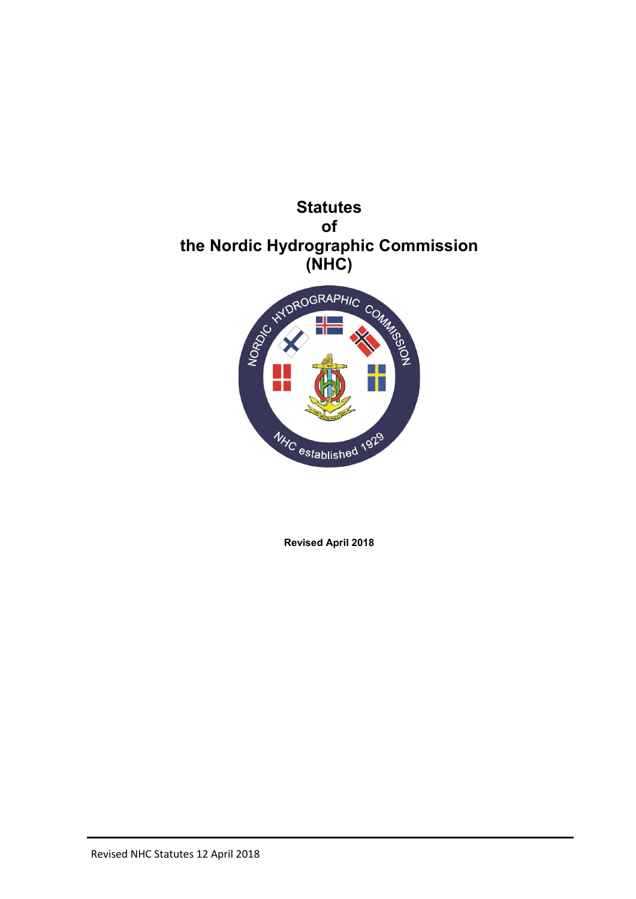# Statutes of the Nordic Hydrographic Commission (NHC)

**Revised April 2018**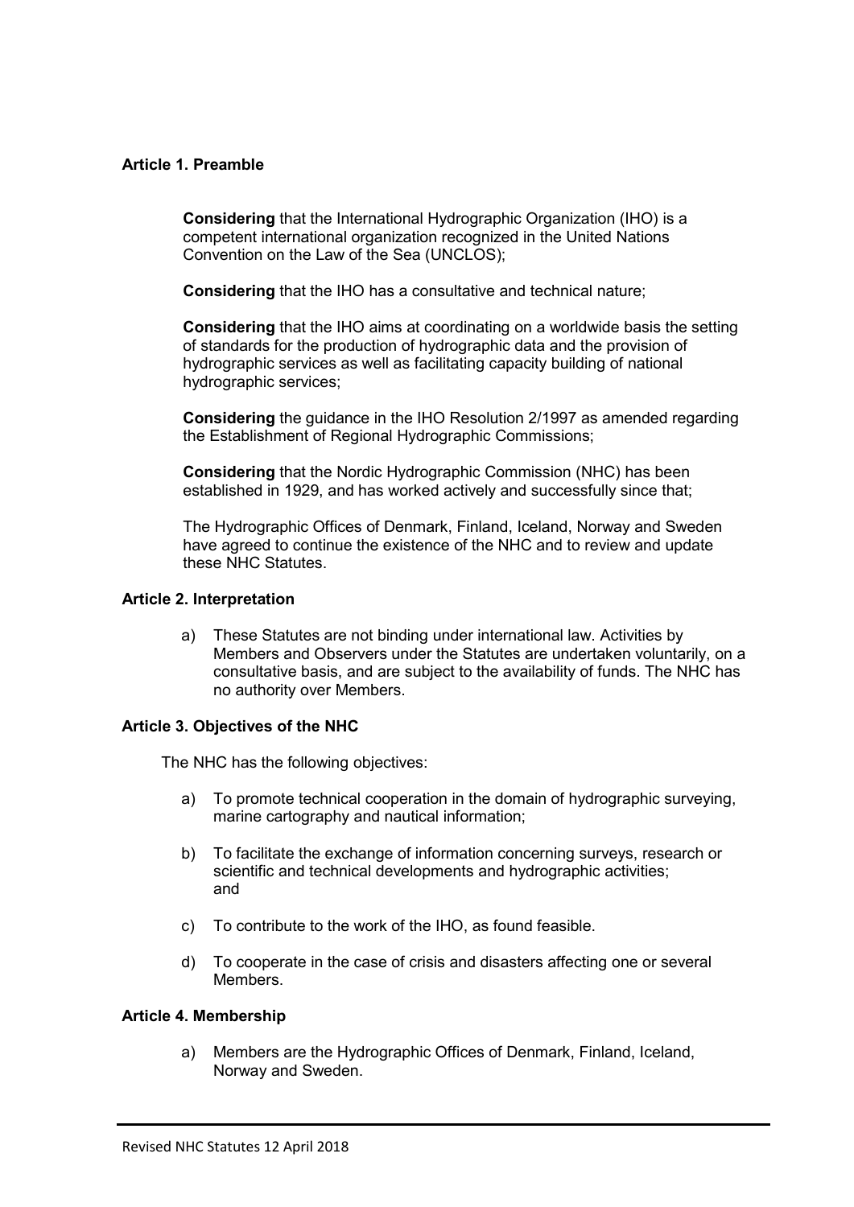**Article 1. Preamble**

**Considering** that the International Hydrographic Organization (IHO) is a competent international organization recognized in the United Nations Convention on the Law of the Sea (UNCLOS);

**Considering** that the IHO has a consultative and technical nature;

**Considering** that the IHO aims at coordinating on a worldwide basis the setting of standards for the production of hydrographic data and the provision of hydrographic services as well as facilitating capacity building of national hydrographic services;

**Considering** the guidance in the IHO Resolution 2/1997 as amended regarding the Establishment of Regional Hydrographic Commissions;

**Considering** that the Nordic Hydrographic Commission (NHC) has been established in 1929, and has worked actively and successfully since that;

The Hydrographic Offices of Denmark, Finland, Iceland, Norway and Sweden have agreed to continue the existence of the NHC and to review and update these NHC Statutes.

**Article 2. Interpretation**

a) These Statutes are not binding under international law. Activities by Members and Observers under the Statutes are undertaken voluntarily, on a consultative basis, and are subject to the availability of funds. The NHC has no authority over Members.

**Article 3. Objectives of the NHC**

The NHC has the following objectives:

a) To promote technical cooperation in the domain of hydrographic surveying, marine cartography and nautical information;

b) To facilitate the exchange of information concerning surveys, research or scientific and technical developments and hydrographic activities; and

c) To contribute to the work of the IHO, as found feasible.

d) To cooperate in the case of crisis and disasters affecting one or several Members.

**Article 4. Membership**

a) Members are the Hydrographic Offices of Denmark, Finland, Iceland, Norway and Sweden.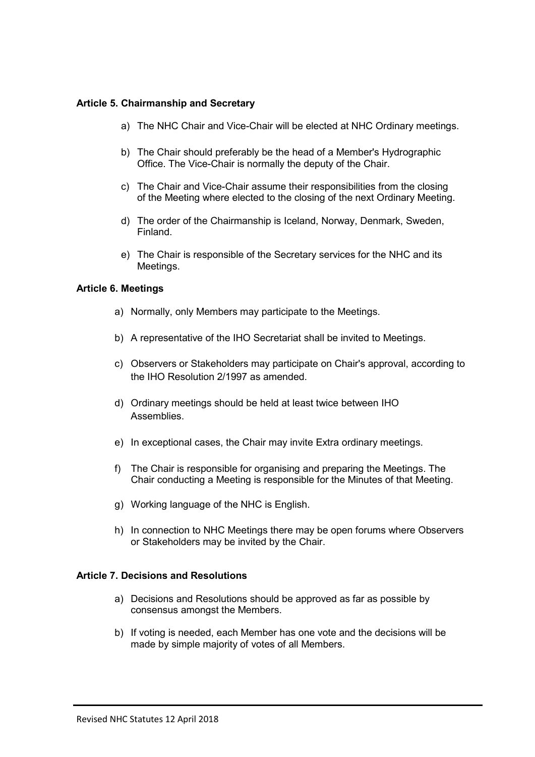**Article 5. Chairmanship and Secretary**

a) The NHC Chair and Vice-Chair will be elected at NHC Ordinary meetings.

b) The Chair should preferably be the head of a Member's Hydrographic Office. The Vice-Chair is normally the deputy of the Chair.

c) The Chair and Vice-Chair assume their responsibilities from the closing of the Meeting where elected to the closing of the next Ordinary Meeting.

d) The order of the Chairmanship is Iceland, Norway, Denmark, Sweden, Finland.

e) The Chair is responsible of the Secretary services for the NHC and its Meetings.

**Article 6. Meetings**

a) Normally, only Members may participate to the Meetings.

b) A representative of the IHO Secretariat shall be invited to Meetings.

c) Observers or Stakeholders may participate on Chair's approval, according to the IHO Resolution 2/1997 as amended.

d) Ordinary meetings should be held at least twice between IHO Assemblies.

e) In exceptional cases, the Chair may invite Extra ordinary meetings.

f) The Chair is responsible for organising and preparing the Meetings. The Chair conducting a Meeting is responsible for the Minutes of that Meeting.

g) Working language of the NHC is English.

h) In connection to NHC Meetings there may be open forums where Observers or Stakeholders may be invited by the Chair.

**Article 7. Decisions and Resolutions**

a) Decisions and Resolutions should be approved as far as possible by consensus amongst the Members.

b) If voting is needed, each Member has one vote and the decisions will be made by simple majority of votes of all Members.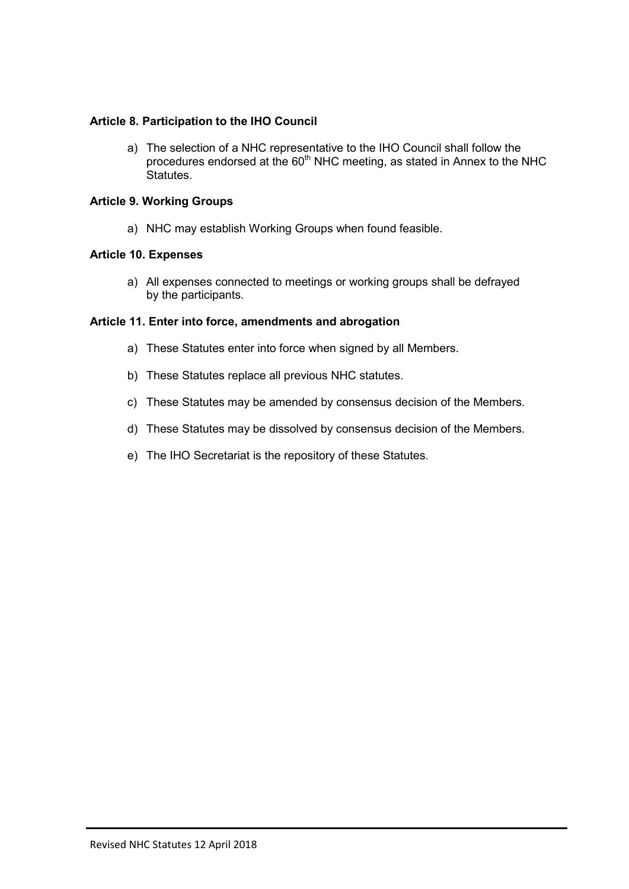**Article 8. Participation to the IHO Council**

a) The selection of a NHC representative to the IHO Council shall follow the procedures endorsed at the 60th NHC meeting, as stated in Annex to the NHC Statutes.

**Article 9. Working Groups**

a) NHC may establish Working Groups when found feasible.

**Article 10. Expenses**

a) All expenses connected to meetings or working groups shall be defrayed by the participants.

**Article 11. Enter into force, amendments and abrogation**

a) These Statutes enter into force when signed by all Members.

b) These Statutes replace all previous NHC statutes.

c) These Statutes may be amended by consensus decision of the Members.

d) These Statutes may be dissolved by consensus decision of the Members.

e) The IHO Secretariat is the repository of these Statutes.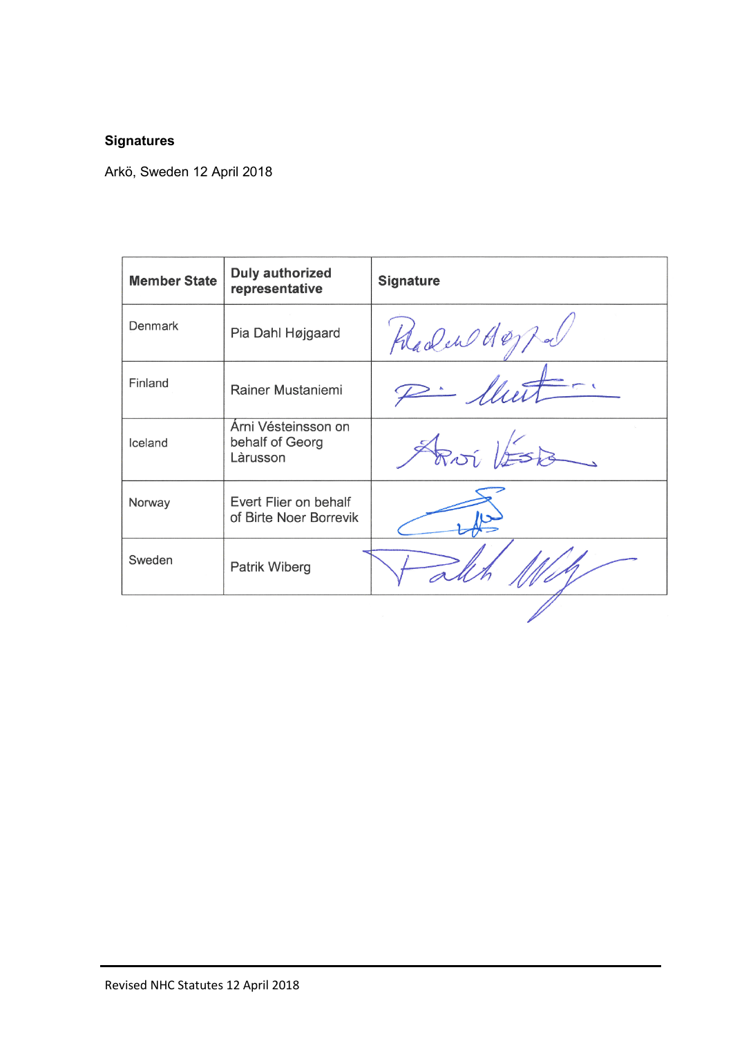**Signatures**

Arkö, Sweden 12 April 2018

| Member State | Duly authorized representative | Signature |
| --- | --- | --- |
| Denmark | Pia Dahl Højgaard | |
| Finland | Rainer Mustaniemi | |
| Iceland | Árni Vésteinsson on behalf of Georg Làrusson | |
| Norway | Evert Flier on behalf of Birte Noer Borrevik | |
| Sweden | Patrik Wiberg | |

Revised NHC Statutes 12 April 2018